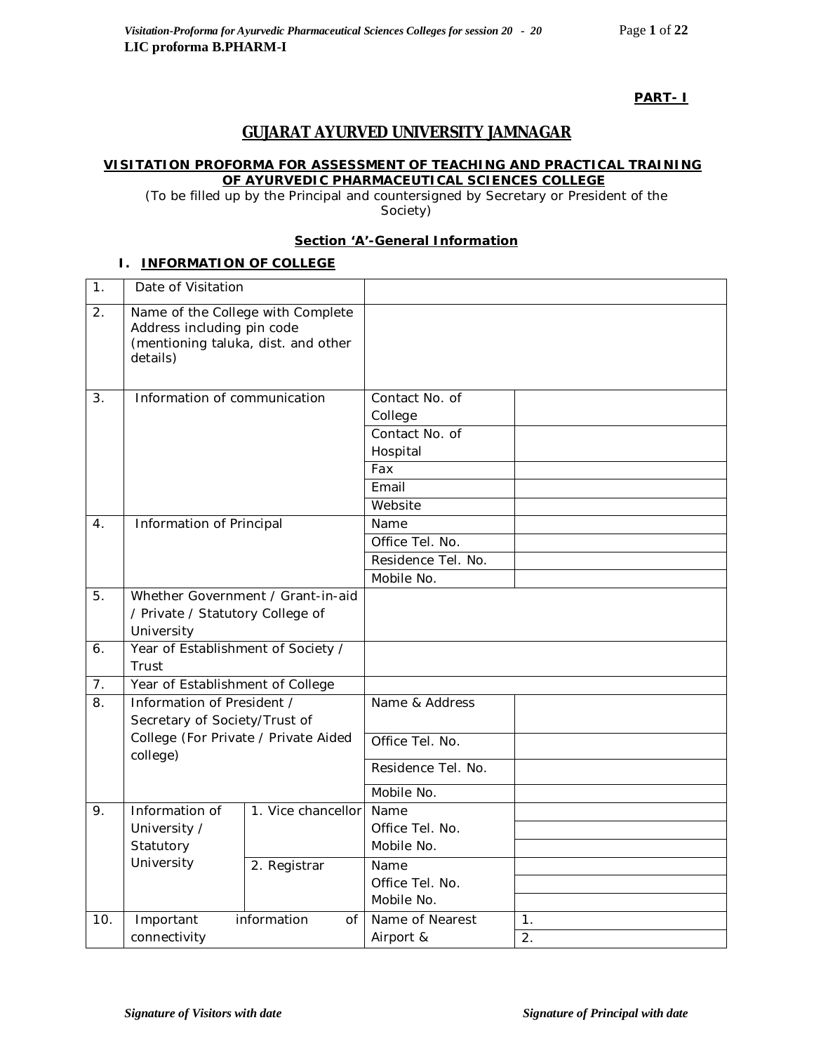**LIC proforma B.PHARM-I**

**PART- I**

# GUJARAT AYURVED UNIVERSITY JAMNAGAR

## VISITATION PROFORMA FOR ASSESSMENT OF TEACHING AND PRACTICAL TRAINING OF AYURVEDIC PHARMACEUTICAL SCIENCES COLLEGE

(To be filled up by the Principal and countersigned by Secretary or President of the Society)

### Section 'A'-General Information

#### I. INFORMATION OF COLLEGE

| | | | | |
|---|---|---|---|---|
| 1. | Date of Visitation | | | |
| 2. | Name of the College with Complete Address including pin code (mentioning taluka, dist. and other details) | | | |
| 3. | Information of communication | | Contact No. of College | |
| | | | Contact No. of Hospital | |
| | | | Fax | |
| | | | Email | |
| | | | Website | |
| 4. | Information of Principal | | Name | |
| | | | Office Tel. No. | |
| | | | Residence Tel. No. | |
| | | | Mobile No. | |
| 5. | Whether Government / Grant-in-aid / Private / Statutory College of University | | | |
| 6. | Year of Establishment of Society / Trust | | | |
| 7. | Year of Establishment of College | | | |
| 8. | Information of President / Secretary of Society/Trust of College (For Private / Private Aided college) | | Name & Address | |
| | | | Office Tel. No. | |
| | | | Residence Tel. No. | |
| | | | Mobile No. | |
| 9. | Information of University / Statutory University | 1. Vice chancellor | Name | |
| | | | Office Tel. No. | |
| | | | Mobile No. | |
| | | 2. Registrar | Name | |
| | | | Office Tel. No. | |
| | | | Mobile No. | |
| 10. | Important information of connectivity | | Name of Nearest Airport & | 1. |
| | | | | 2. |

*Signature of Visitors with date* *Signature of Principal with date*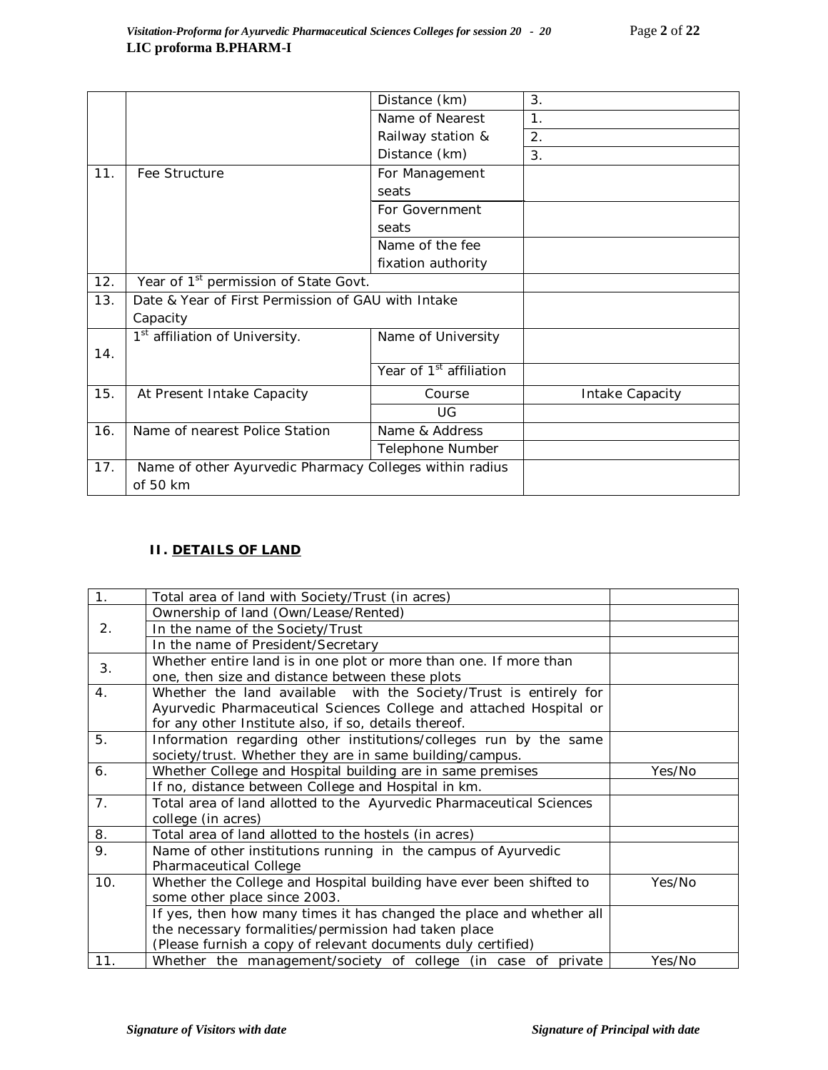| | | | |
|---|---|---|---|
| | | Distance (km) | 3. |
| | | Name of Nearest Railway station & Distance (km) | 1. |
| | | | 2. |
| | | | 3. |
| 11. | Fee Structure | For Management seats | |
| | | For Government seats | |
| | | Name of the fee fixation authority | |
| 12. | Year of 1st permission of State Govt. | | |
| 13. | Date & Year of First Permission of GAU with Intake Capacity | | |
| 14. | 1st affiliation of University. | Name of University | |
| | | Year of 1st affiliation | |
| 15. | At Present Intake Capacity | Course | Intake Capacity |
| | | UG | |
| 16. | Name of nearest Police Station | Name & Address | |
| | | Telephone Number | |
| 17. | Name of other Ayurvedic Pharmacy Colleges within radius of 50 km | | |

## II. DETAILS OF LAND

| | | |
|---|---|---|
| 1. | Total area of land with Society/Trust (in acres) | |
| 2. | Ownership of land (Own/Lease/Rented) | |
| | In the name of the Society/Trust | |
| | In the name of President/Secretary | |
| 3. | Whether entire land is in one plot or more than one. If more than one, then size and distance between these plots | |
| 4. | Whether the land available with the Society/Trust is entirely for Ayurvedic Pharmaceutical Sciences College and attached Hospital or for any other Institute also, if so, details thereof. | |
| 5. | Information regarding other institutions/colleges run by the same society/trust. Whether they are in same building/campus. | |
| 6. | Whether College and Hospital building are in same premises | Yes/No |
| | If no, distance between College and Hospital in km. | |
| 7. | Total area of land allotted to the Ayurvedic Pharmaceutical Sciences college (in acres) | |
| 8. | Total area of land allotted to the hostels (in acres) | |
| 9. | Name of other institutions running in the campus of Ayurvedic Pharmaceutical College | |
| 10. | Whether the College and Hospital building have ever been shifted to some other place since 2003. | Yes/No |
| | If yes, then how many times it has changed the place and whether all the necessary formalities/permission had taken place (Please furnish a copy of relevant documents duly certified) | |
| 11. | Whether the management/society of college (in case of private | Yes/No |

*Signature of Visitors with date* *Signature of Principal with date*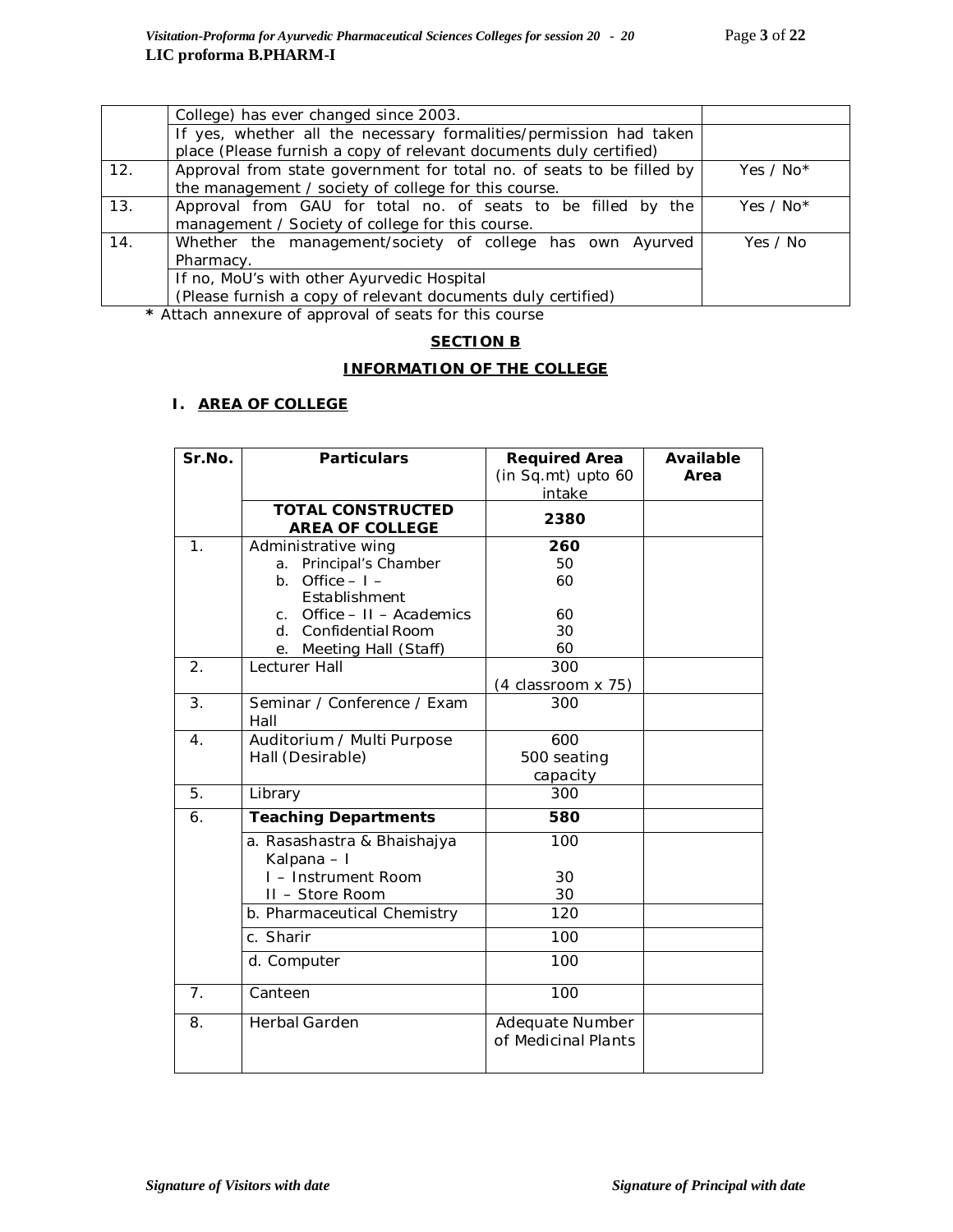|  | College) has ever changed since 2003. |  |
|---|---|---|
|  | If yes, whether all the necessary formalities/permission had taken place (Please furnish a copy of relevant documents duly certified) |  |
| 12. | Approval from state government for total no. of seats to be filled by the management / society of college for this course. | Yes / No* |
| 13. | Approval from GAU for total no. of seats to be filled by the management / Society of college for this course. | Yes / No* |
| 14. | Whether the management/society of college has own Ayurved Pharmacy. | Yes / No |
|  | If no, MoU's with other Ayurvedic Hospital (Please furnish a copy of relevant documents duly certified) |  |

**\*** Attach annexure of approval of seats for this course

## SECTION B

## INFORMATION OF THE COLLEGE

### I. AREA OF COLLEGE

| Sr.No. | Particulars | Required Area (in Sq.mt) upto 60 intake | Available Area |
|---|---|---|---|
|  | **TOTAL CONSTRUCTED AREA OF COLLEGE** | **2380** |  |
| 1. | Administrative wing<br>a. Principal's Chamber<br>b. Office – I – Establishment<br>c. Office – II – Academics<br>d. Confidential Room<br>e. Meeting Hall (Staff) | **260**<br>50<br>60<br><br>60<br>30<br>60 |  |
| 2. | Lecturer Hall | 300<br>(4 classroom x 75) |  |
| 3. | Seminar / Conference / Exam Hall | 300 |  |
| 4. | Auditorium / Multi Purpose Hall (Desirable) | 600<br>500 seating capacity |  |
| 5. | Library | 300 |  |
| 6. | **Teaching Departments** | **580** |  |
|  | a. Rasashastra & Bhaishajya Kalpana – I<br>I – Instrument Room<br>II – Store Room | 100<br><br>30<br>30 |  |
|  | b. Pharmaceutical Chemistry | 120 |  |
|  | c. Sharir | 100 |  |
|  | d. Computer | 100 |  |
| 7. | Canteen | 100 |  |
| 8. | Herbal Garden | Adequate Number of Medicinal Plants |  |

*Signature of Visitors with date* *Signature of Principal with date*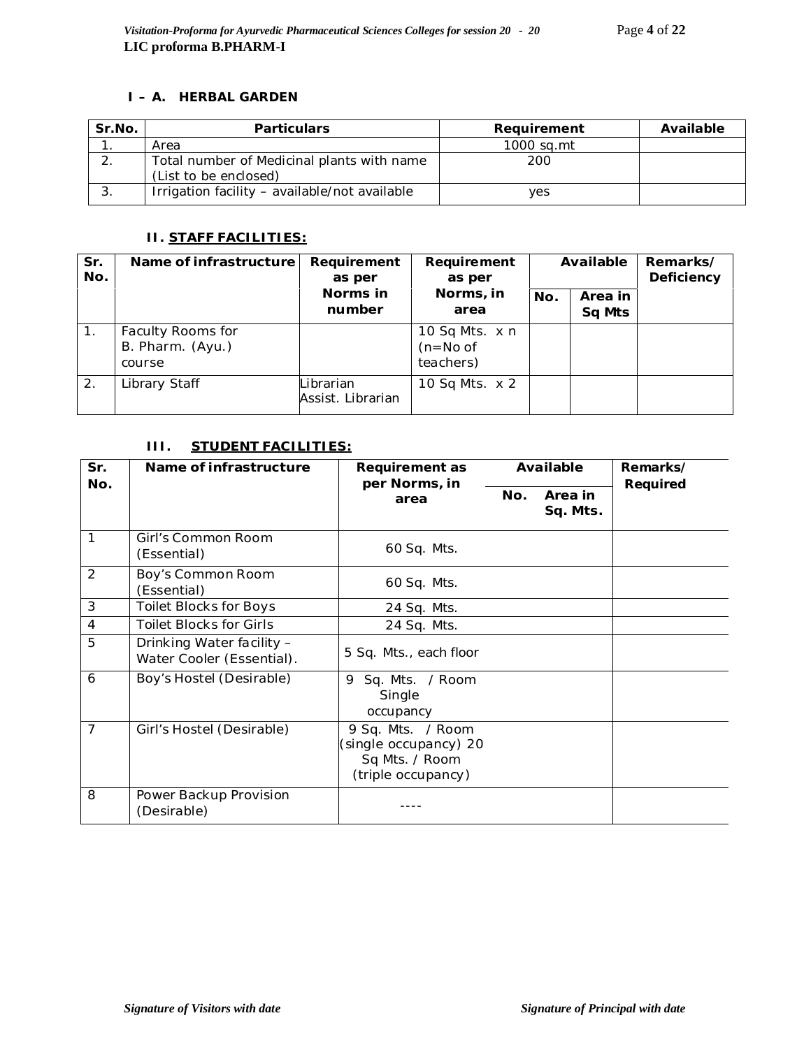### I – A. HERBAL GARDEN

| Sr.No. | Particulars | Requirement | Available |
|---|---|---|---|
| 1. | Area | 1000 sq.mt | |
| 2. | Total number of Medicinal plants with name (List to be enclosed) | 200 | |
| 3. | Irrigation facility – available/not available | yes | |

### II. STAFF FACILITIES:

| Sr. No. | Name of infrastructure | Requirement as per Norms in number | Requirement as per Norms, in area | Available | | Remarks/ Deficiency |
|---|---|---|---|---|---|---|
| | | | | No. | Area in Sq Mts | |
| 1. | Faculty Rooms for B. Pharm. (Ayu.) course | | 10 Sq Mts. x n (n=No of teachers) | | | |
| 2. | Library Staff | Librarian Assist. Librarian | 10 Sq Mts. x 2 | | | |

### III. STUDENT FACILITIES:

| Sr. No. | Name of infrastructure | Requirement as per Norms, in area | Available | | Remarks/ Required |
|---|---|---|---|---|---|
| | | | No. | Area in Sq. Mts. | |
| 1 | Girl's Common Room (Essential) | 60 Sq. Mts. | | | |
| 2 | Boy's Common Room (Essential) | 60 Sq. Mts. | | | |
| 3 | Toilet Blocks for Boys | 24 Sq. Mts. | | | |
| 4 | Toilet Blocks for Girls | 24 Sq. Mts. | | | |
| 5 | Drinking Water facility – Water Cooler (Essential). | 5 Sq. Mts., each floor | | | |
| 6 | Boy's Hostel (Desirable) | 9 Sq. Mts. / Room Single occupancy | | | |
| 7 | Girl's Hostel (Desirable) | 9 Sq. Mts. / Room (single occupancy) 20 Sq Mts. / Room (triple occupancy) | | | |
| 8 | Power Backup Provision (Desirable) | ---- | | | |

*Signature of Visitors with date* *Signature of Principal with date*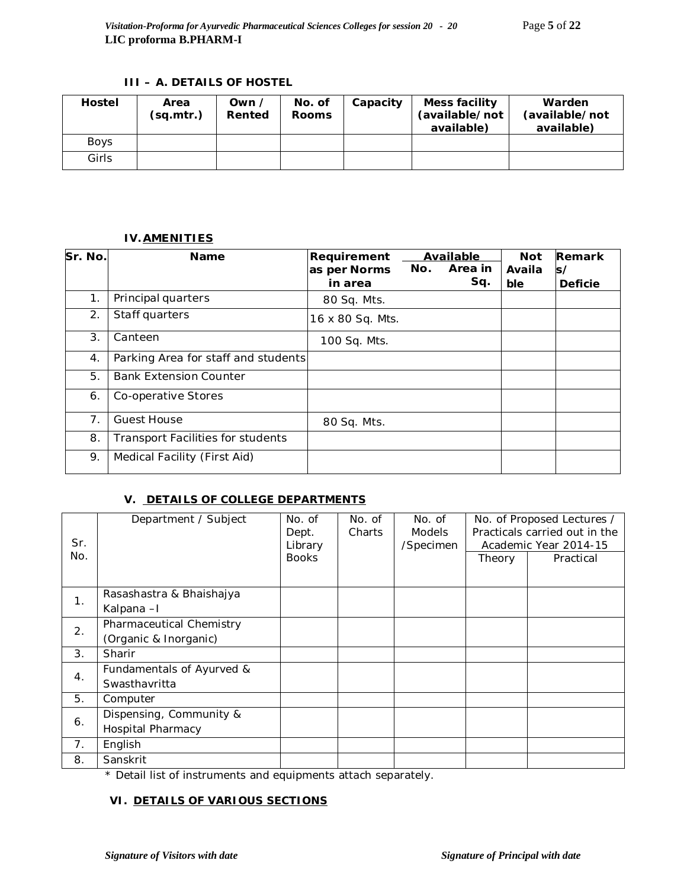### III – A. DETAILS OF HOSTEL

| Hostel | Area (sq.mtr.) | Own / Rented | No. of Rooms | Capacity | Mess facility (available/not available) | Warden (available/not available) |
|---|---|---|---|---|---|---|
| Boys | | | | | | |
| Girls | | | | | | |

### IV. AMENITIES

| Sr. No. | Name | Requirement as per Norms in area | Available No. | Available Area in Sq. | Not Available | Remarks/ Deficie |
|---|---|---|---|---|---|---|
| 1. | Principal quarters | 80 Sq. Mts. | | | | |
| 2. | Staff quarters | 16 x 80 Sq. Mts. | | | | |
| 3. | Canteen | 100 Sq. Mts. | | | | |
| 4. | Parking Area for staff and students | | | | | |
| 5. | Bank Extension Counter | | | | | |
| 6. | Co-operative Stores | | | | | |
| 7. | Guest House | 80 Sq. Mts. | | | | |
| 8. | Transport Facilities for students | | | | | |
| 9. | Medical Facility (First Aid) | | | | | |

### V. DETAILS OF COLLEGE DEPARTMENTS

| Sr. No. | Department / Subject | No. of Dept. Library Books | No. of Charts | No. of Models /Specimen | No. of Proposed Lectures / Practicals carried out in the Academic Year 2014-15 | |
|---|---|---|---|---|---|---|
| | | | | | Theory | Practical |
| 1. | Rasashastra & Bhaishajya Kalpana –I | | | | | |
| 2. | Pharmaceutical Chemistry (Organic & Inorganic) | | | | | |
| 3. | Sharir | | | | | |
| 4. | Fundamentals of Ayurved & Swasthavritta | | | | | |
| 5. | Computer | | | | | |
| 6. | Dispensing, Community & Hospital Pharmacy | | | | | |
| 7. | English | | | | | |
| 8. | Sanskrit | | | | | |

* Detail list of instruments and equipments attach separately.

### VI. DETAILS OF VARIOUS SECTIONS

*Signature of Visitors with date* *Signature of Principal with date*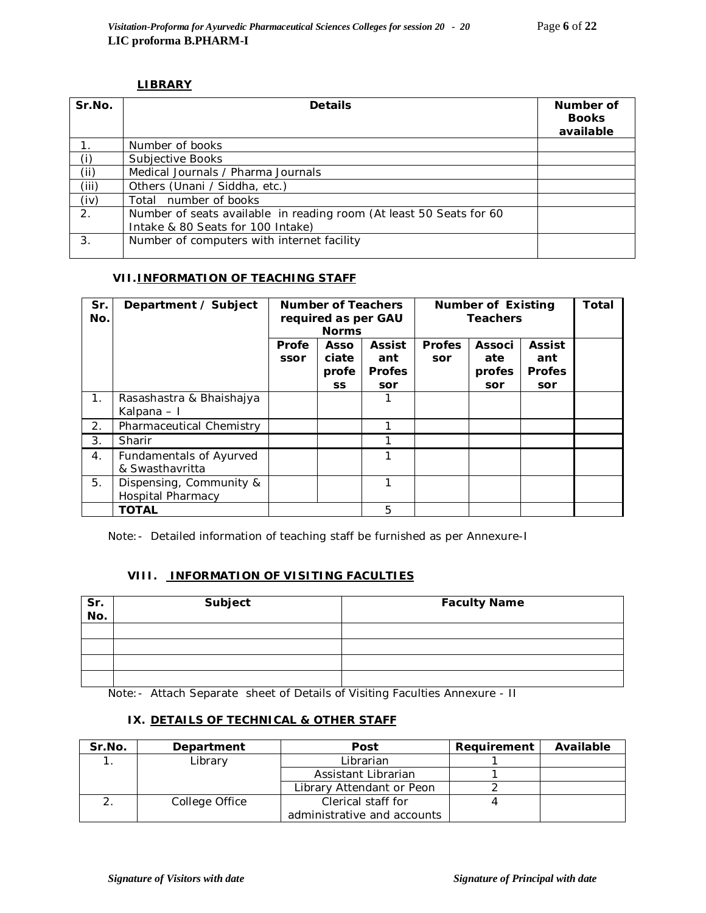## LIBRARY

| Sr.No. | Details | Number of Books available |
|---|---|---|
| 1. | Number of books | |
| (i) | Subjective Books | |
| (ii) | Medical Journals / Pharma Journals | |
| (iii) | Others (Unani / Siddha, etc.) | |
| (iv) | Total number of books | |
| 2. | Number of seats available in reading room (At least 50 Seats for 60 Intake & 80 Seats for 100 Intake) | |
| 3. | Number of computers with internet facility | |

## VII. INFORMATION OF TEACHING STAFF

| Sr. No. | Department / Subject | Number of Teachers required as per GAU Norms | | | Number of Existing Teachers | | | Total |
|---|---|---|---|---|---|---|---|---|
| | | Professor | Associate profess | Assistant Professor | Professor | Associate professor | Assistant Professor | |
| 1. | Rasashastra & Bhaishajya Kalpana – I | | | 1 | | | | |
| 2. | Pharmaceutical Chemistry | | | 1 | | | | |
| 3. | Sharir | | | 1 | | | | |
| 4. | Fundamentals of Ayurved & Swasthavritta | | | 1 | | | | |
| 5. | Dispensing, Community & Hospital Pharmacy | | | 1 | | | | |
| | **TOTAL** | | | 5 | | | | |

Note:- Detailed information of teaching staff be furnished as per Annexure-I

## VIII. INFORMATION OF VISITING FACULTIES

| Sr. No. | Subject | Faculty Name |
|---|---|---|
| | | |
| | | |
| | | |
| | | |

Note:- Attach Separate sheet of Details of Visiting Faculties Annexure - II

## IX. DETAILS OF TECHNICAL & OTHER STAFF

| Sr.No. | Department | Post | Requirement | Available |
|---|---|---|---|---|
| 1. | Library | Librarian | 1 | |
| | | Assistant Librarian | 1 | |
| | | Library Attendant or Peon | 2 | |
| 2. | College Office | Clerical staff for administrative and accounts | 4 | |

*Signature of Visitors with date* *Signature of Principal with date*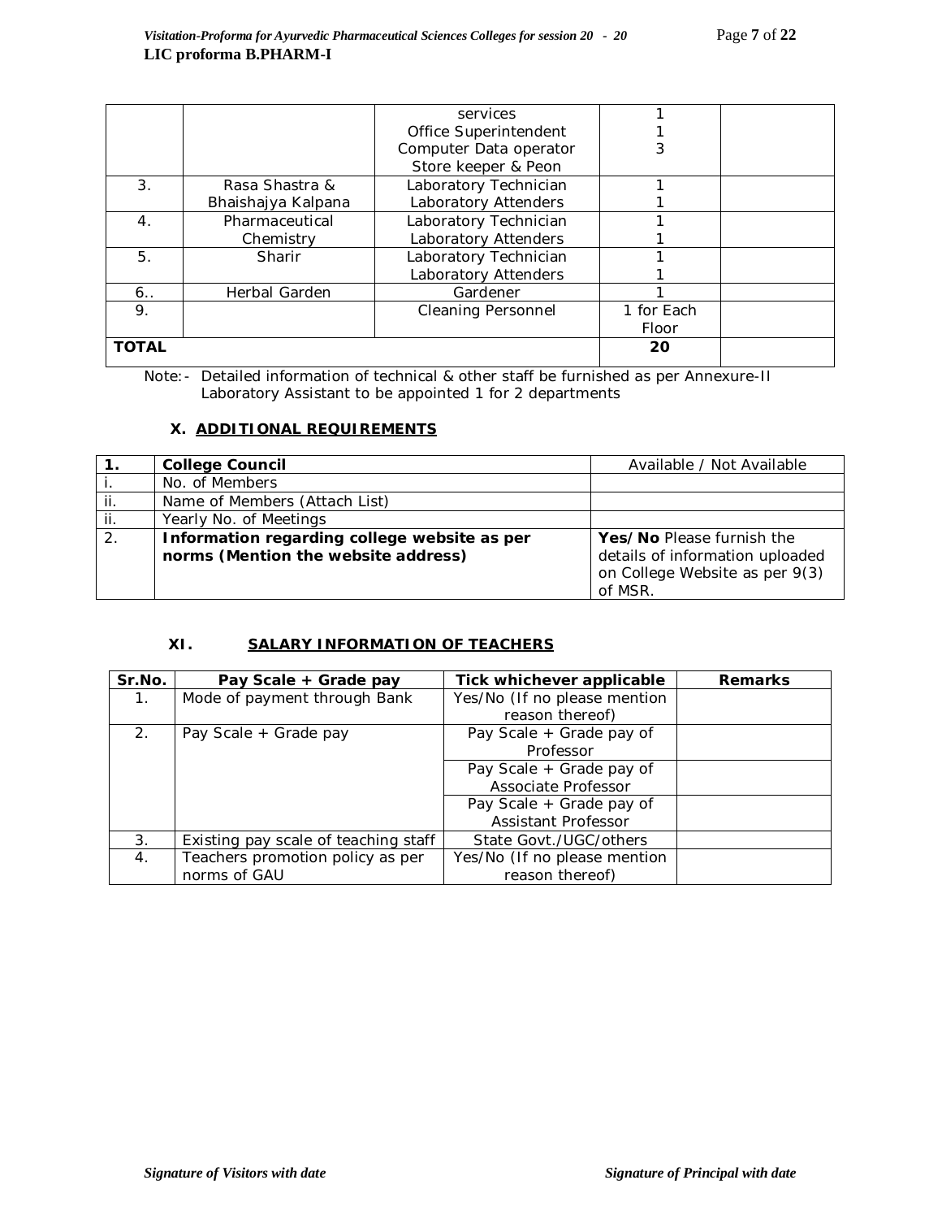| | | services<br>Office Superintendent<br>Computer Data operator<br>Store keeper & Peon | 1<br>1<br>3 | |
|---|---|---|---|---|
| 3. | Rasa Shastra & Bhaishajya Kalpana | Laboratory Technician<br>Laboratory Attenders | 1<br>1 | |
| 4. | Pharmaceutical Chemistry | Laboratory Technician<br>Laboratory Attenders | 1<br>1 | |
| 5. | Sharir | Laboratory Technician<br>Laboratory Attenders | 1<br>1 | |
| 6.. | Herbal Garden | Gardener | 1 | |
| 9. | | Cleaning Personnel | 1 for Each Floor | |
| **TOTAL** | | | **20** | |

Note:- Detailed information of technical & other staff be furnished as per Annexure-II
Laboratory Assistant to be appointed 1 for 2 departments

### X. ADDITIONAL REQUIREMENTS

| **1.** | **College Council** | Available / Not Available |
|---|---|---|
| i. | No. of Members | |
| ii. | Name of Members (Attach List) | |
| ii. | Yearly No. of Meetings | |
| 2. | **Information regarding college website as per norms (Mention the website address)** | **Yes/No** Please furnish the details of information uploaded on College Website as per 9(3) of MSR. |

### XI. SALARY INFORMATION OF TEACHERS

| Sr.No. | Pay Scale + Grade pay | Tick whichever applicable | Remarks |
|---|---|---|---|
| 1. | Mode of payment through Bank | Yes/No (If no please mention reason thereof) | |
| 2. | Pay Scale + Grade pay | Pay Scale + Grade pay of Professor | |
| | | Pay Scale + Grade pay of Associate Professor | |
| | | Pay Scale + Grade pay of Assistant Professor | |
| 3. | Existing pay scale of teaching staff | State Govt./UGC/others | |
| 4. | Teachers promotion policy as per norms of GAU | Yes/No (If no please mention reason thereof) | |

*Signature of Visitors with date* *Signature of Principal with date*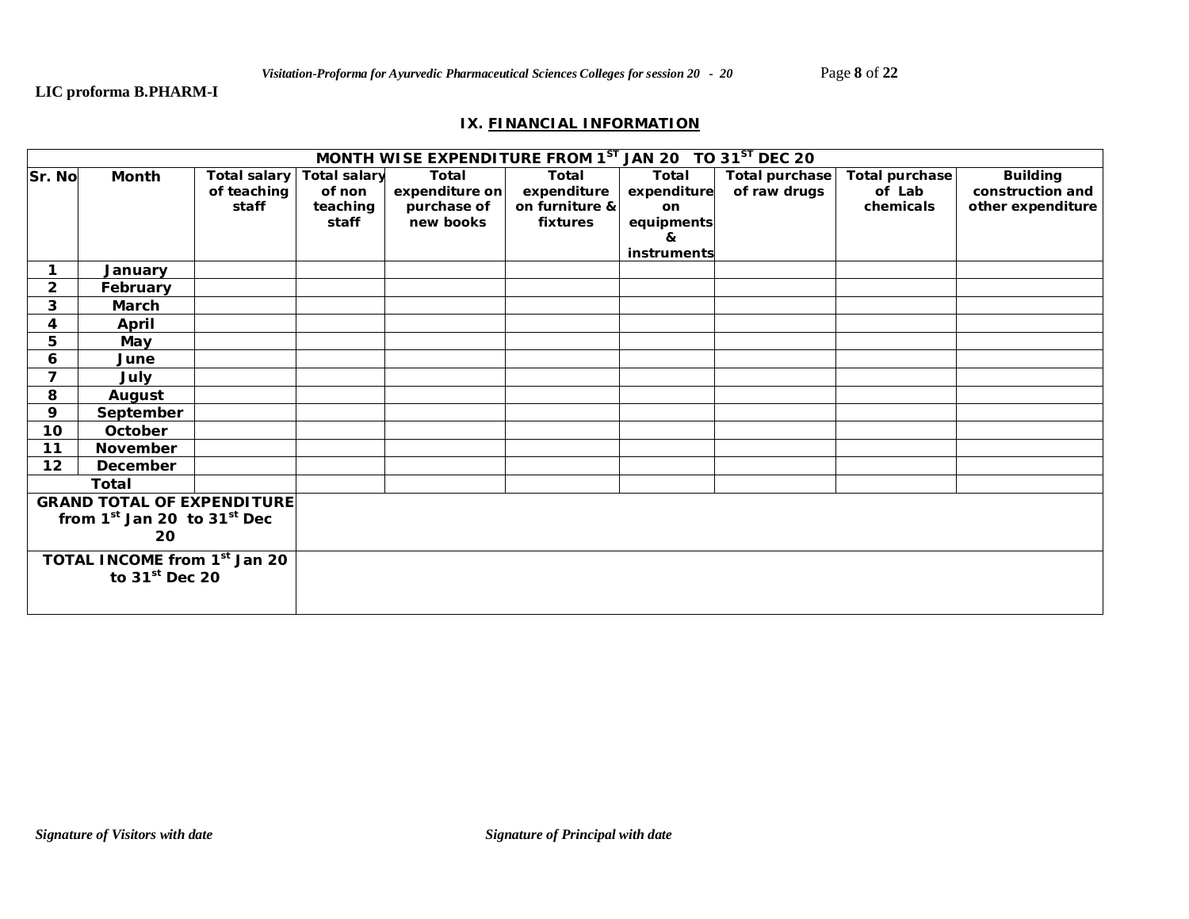**LIC proforma B.PHARM-I**

## IX. FINANCIAL INFORMATION

| MONTH WISE EXPENDITURE FROM 1$^{ST}$ JAN 20   TO 31$^{ST}$ DEC 20 | | | | | | | | | |
|---|---|---|---|---|---|---|---|---|---|
| **Sr. No** | **Month** | **Total salary of teaching staff** | **Total salary of non teaching staff** | **Total expenditure on purchase of new books** | **Total expenditure on furniture & fixtures** | **Total expenditure on equipments & instruments** | **Total purchase of raw drugs** | **Total purchase of Lab chemicals** | **Building construction and other expenditure** |
| 1 | January | | | | | | | | |
| 2 | February | | | | | | | | |
| 3 | March | | | | | | | | |
| 4 | April | | | | | | | | |
| 5 | May | | | | | | | | |
| 6 | June | | | | | | | | |
| 7 | July | | | | | | | | |
| 8 | August | | | | | | | | |
| 9 | September | | | | | | | | |
| 10 | October | | | | | | | | |
| 11 | November | | | | | | | | |
| 12 | December | | | | | | | | |
| **Total** | | | | | | | | | |
| **GRAND TOTAL OF EXPENDITURE from 1$^{st}$ Jan 20  to 31$^{st}$ Dec 20** | | | | | | | | | |
| **TOTAL INCOME from 1$^{st}$ Jan 20 to 31$^{st}$ Dec 20** | | | | | | | | | |

*Signature of Visitors with date* *Signature of Principal with date*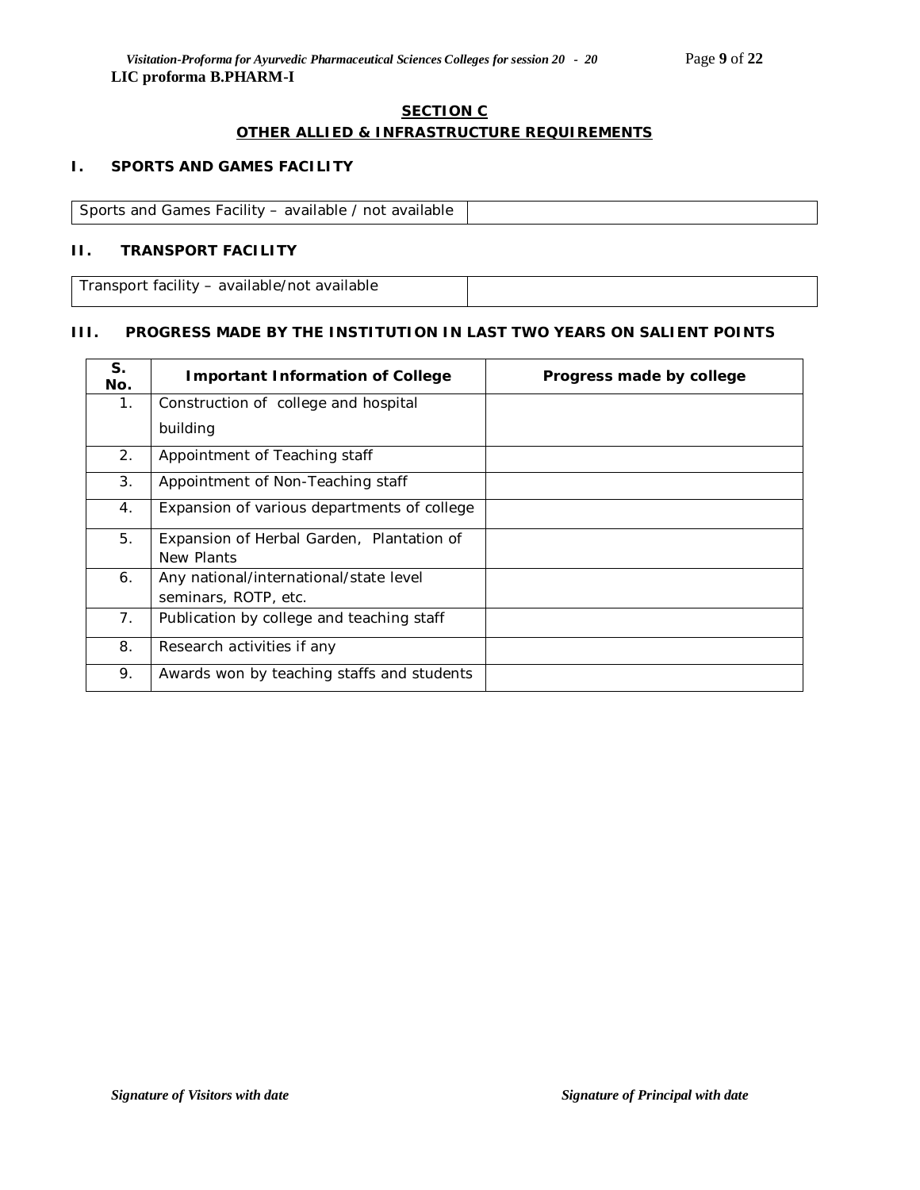## SECTION C

## OTHER ALLIED & INFRASTRUCTURE REQUIREMENTS

### I. SPORTS AND GAMES FACILITY

| Sports and Games Facility – available / not available | |
|---|---|

### II. TRANSPORT FACILITY

| Transport facility – available/not available | |
|---|---|

### III. PROGRESS MADE BY THE INSTITUTION IN LAST TWO YEARS ON SALIENT POINTS

| S. No. | Important Information of College | Progress made by college |
|---|---|---|
| 1. | Construction of college and hospital building | |
| 2. | Appointment of Teaching staff | |
| 3. | Appointment of Non-Teaching staff | |
| 4. | Expansion of various departments of college | |
| 5. | Expansion of Herbal Garden, Plantation of New Plants | |
| 6. | Any national/international/state level seminars, ROTP, etc. | |
| 7. | Publication by college and teaching staff | |
| 8. | Research activities if any | |
| 9. | Awards won by teaching staffs and students | |

*Signature of Visitors with date* *Signature of Principal with date*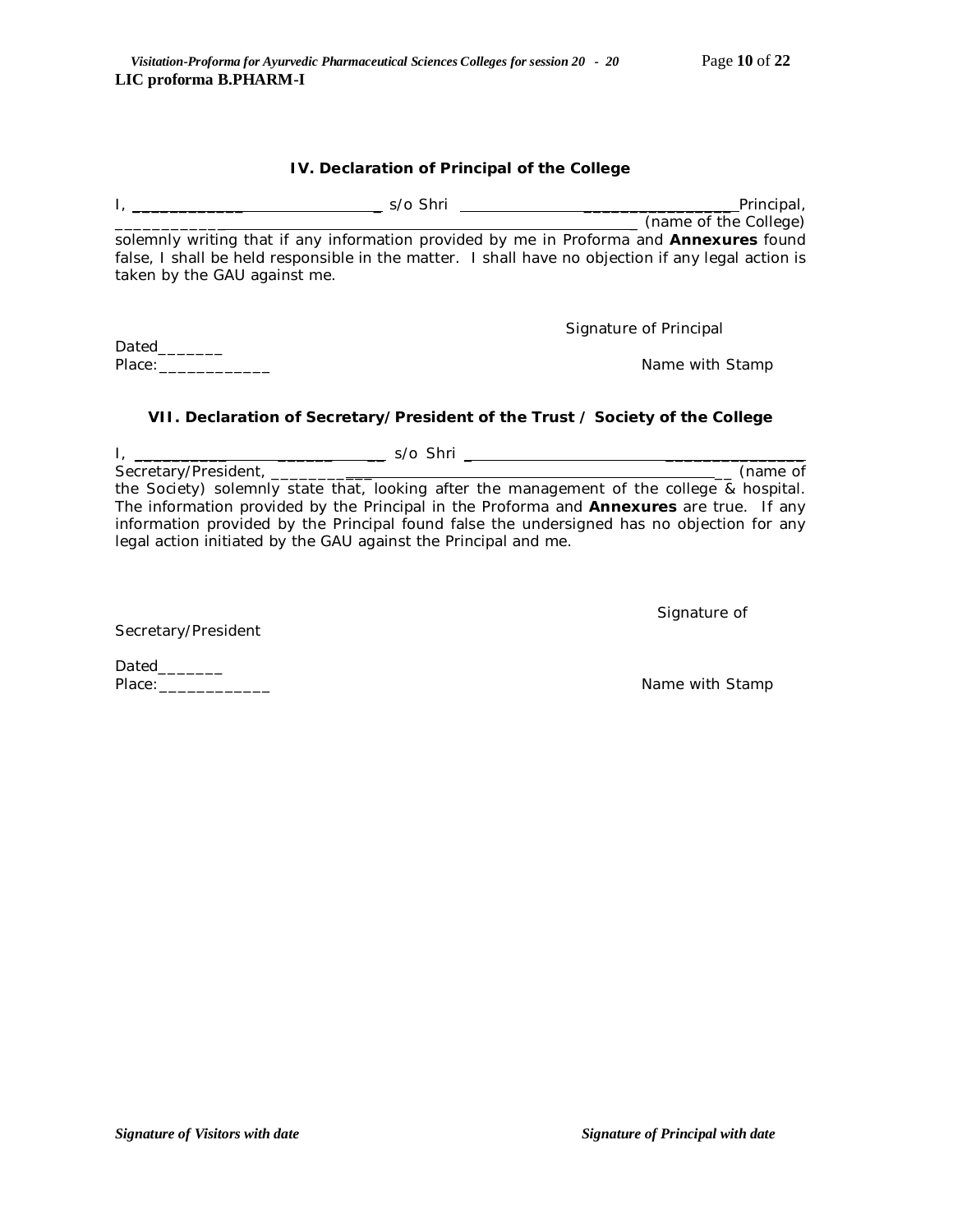### IV. Declaration of Principal of the College

I, ______________________________ s/o Shri ______________________________ Principal, ______________________________ (name of the College) solemnly writing that if any information provided by me in Proforma and **Annexures** found false, I shall be held responsible in the matter. I shall have no objection if any legal action is taken by the GAU against me.

Signature of Principal

Dated_______

Place:____________

Name with Stamp

### VII. Declaration of Secretary/President of the Trust / Society of the College

I, ______________________________ s/o Shri ______________________________ Secretary/President, ______________________________ (name of the Society) solemnly state that, looking after the management of the college & hospital. The information provided by the Principal in the Proforma and **Annexures** are true. If any information provided by the Principal found false the undersigned has no objection for any legal action initiated by the GAU against the Principal and me.

Signature of Secretary/President

Dated_______

Place:____________

Name with Stamp

*Signature of Visitors with date* *Signature of Principal with date*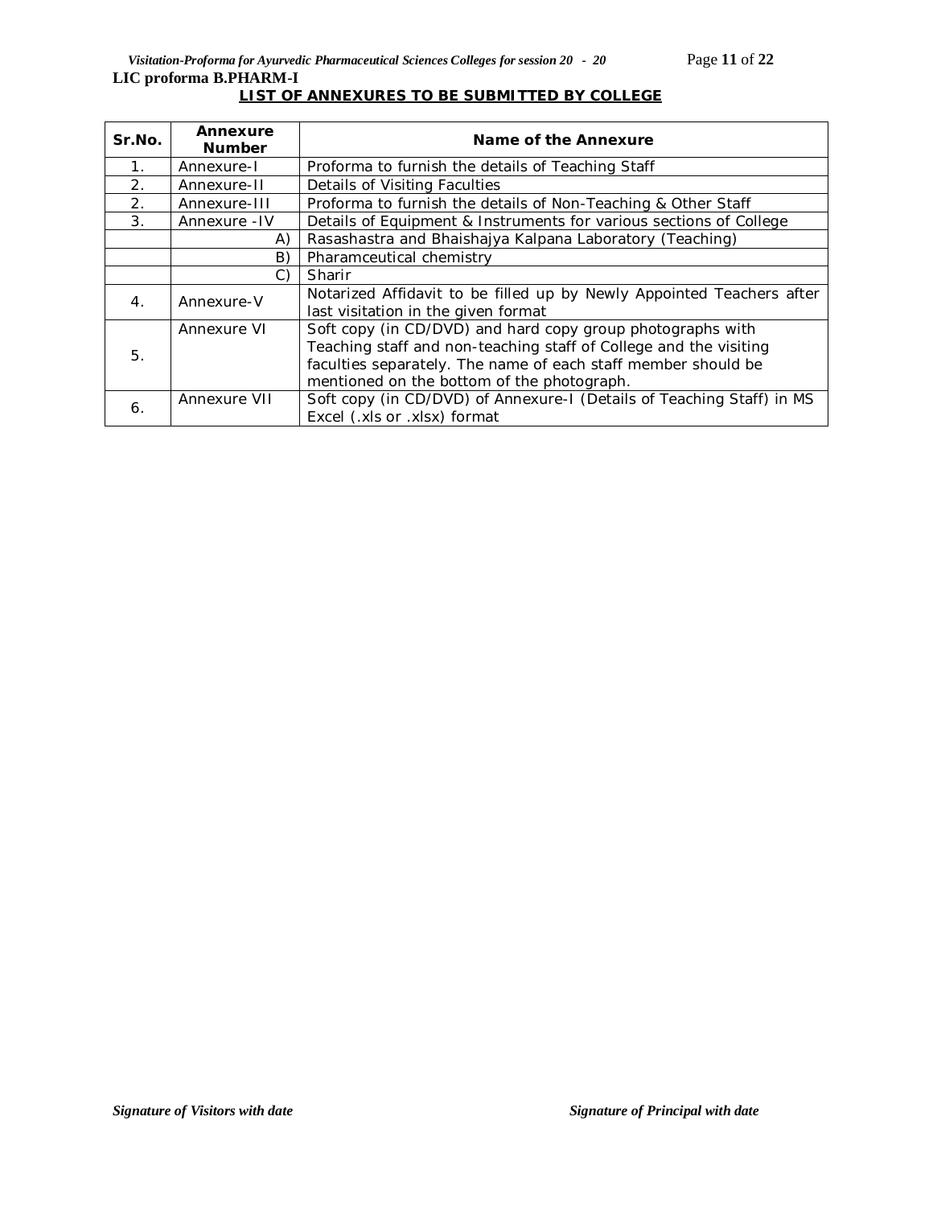LIC proforma B.PHARM-I

## LIST OF ANNEXURES TO BE SUBMITTED BY COLLEGE

| Sr.No. | Annexure Number | Name of the Annexure |
|---|---|---|
| 1. | Annexure-I | Proforma to furnish the details of Teaching Staff |
| 2. | Annexure-II | Details of Visiting Faculties |
| 2. | Annexure-III | Proforma to furnish the details of Non-Teaching & Other Staff |
| 3. | Annexure -IV | Details of Equipment & Instruments for various sections of College |
| | A) | Rasashastra and Bhaishajya Kalpana Laboratory (Teaching) |
| | B) | Pharamceutical chemistry |
| | C) | Sharir |
| 4. | Annexure-V | Notarized Affidavit to be filled up by Newly Appointed Teachers after last visitation in the given format |
| 5. | Annexure VI | Soft copy (in CD/DVD) and hard copy group photographs with Teaching staff and non-teaching staff of College and the visiting faculties separately. The name of each staff member should be mentioned on the bottom of the photograph. |
| 6. | Annexure VII | Soft copy (in CD/DVD) of Annexure-I (Details of Teaching Staff) in MS Excel (.xls or .xlsx) format |

*Signature of Visitors with date* *Signature of Principal with date*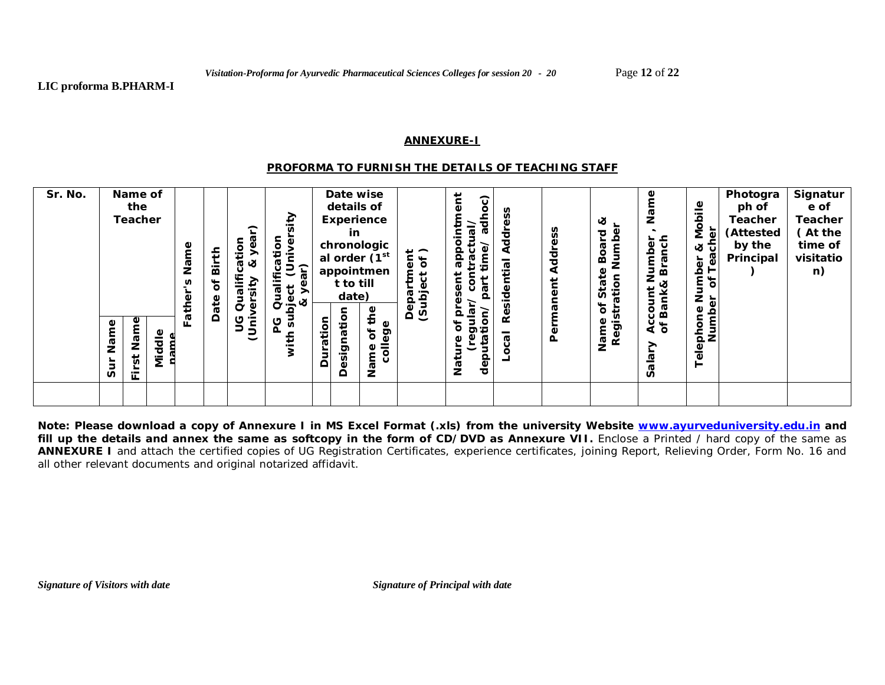LIC proforma B.PHARM-I

## ANNEXURE-I

### PROFORMA TO FURNISH THE DETAILS OF TEACHING STAFF

| Sr. No. | Name of the Teacher | | | Father's Name | Date of Birth | UG Qualification (University & year) | PG Qualification (University with subject & year) | Date wise details of Experience in chronological order (1st appointment to till date) | | | Department (Subject of ) | Nature of present appointment (regular/ contractual/ deputation/ part time/ adhoc) | Local Residential Address | Permanent Address | Name of State Board & Registration Number | Salary Account Number , Name of Bank& Branch | Telephone Number & Mobile Number of Teacher | Photograph of Teacher (Attested by the Principal) | Signature of Teacher ( At the time of visitation) |
|---|---|---|---|---|---|---|---|---|---|---|---|---|---|---|---|---|---|---|---|
| | Sur Name | First Name | Middle name | | | | | Duration | Designation | Name of the college | | | | | | | | | |
| | | | | | | | | | | | | | | | | | | | |

**Note: Please download a copy of Annexure I in MS Excel Format (.xls) from the university Website [www.ayurveduniversity.edu.in](www.ayurveduniversity.edu.in) and fill up the details and annex the same as softcopy in the form of CD/DVD as Annexure VII.** Enclose a Printed / hard copy of the same as **ANNEXURE I** and attach the certified copies of UG Registration Certificates, experience certificates, joining Report, Relieving Order, Form No. 16 and all other relevant documents and original notarized affidavit.

*Signature of Visitors with date*

*Signature of Principal with date*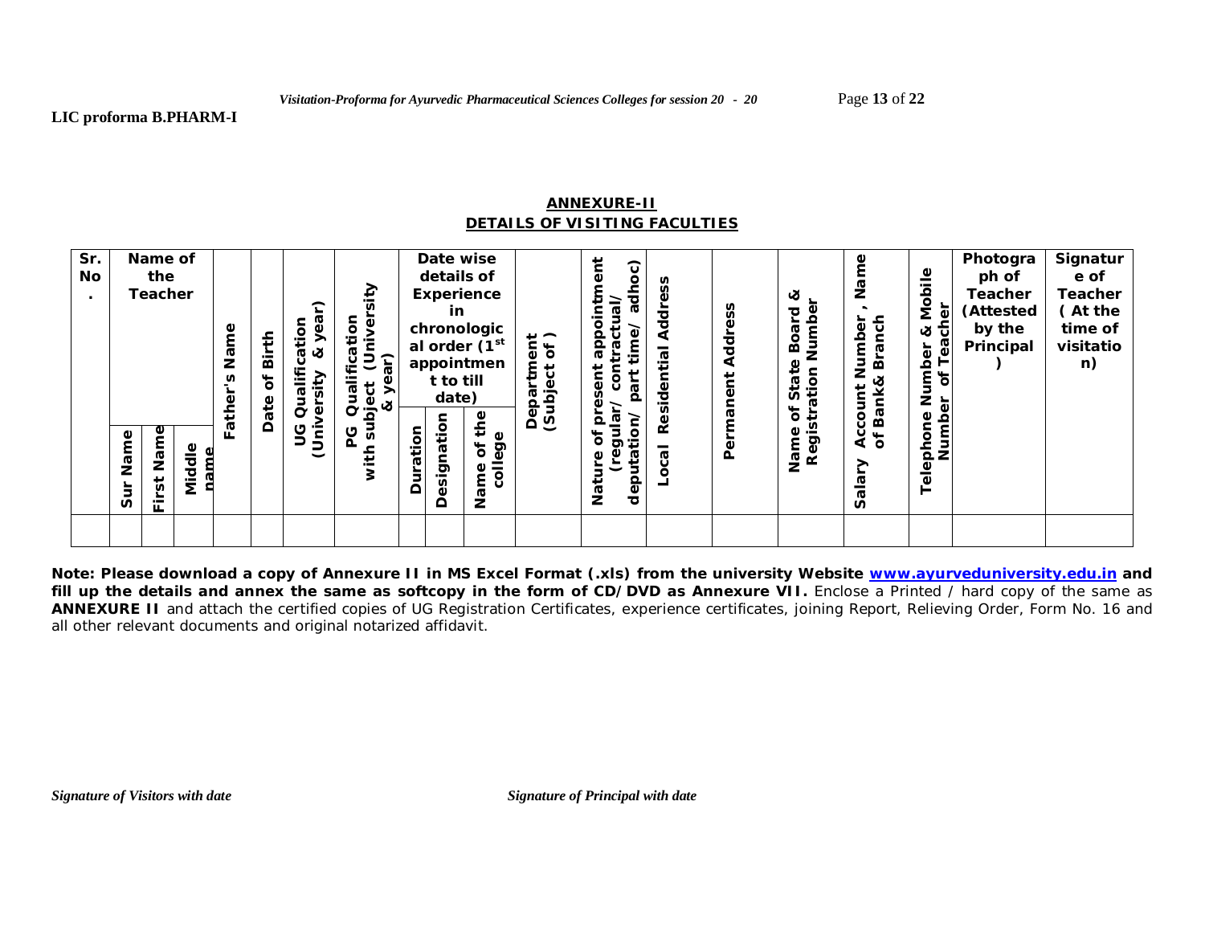**LIC proforma B.PHARM-I**

## ANNEXURE-II
## DETAILS OF VISITING FACULTIES

| Sr. No. | Name of the Teacher | | | Father's Name | Date of Birth | UG Qualification (University & year) | PG Qualification with subject (University & year) | Date wise details of Experience in chronological order (1st appointment to till date) | | | Department (Subject of ) | Nature of present appointment (regular/ contractual/ deputation/ part time/ adhoc) | Local Residential Address | Permanent Address | Name of State Board & Registration Number | Salary Account Number , Name of Bank& Branch | Telephone Number & Mobile Number of Teacher | Photograph of Teacher (Attested by the Principal ) | Signature of Teacher ( At the time of visitation) |
|---|---|---|---|---|---|---|---|---|---|---|---|---|---|---|---|---|---|---|---|
| | Sur Name | First Name | Middle name | | | | | Duration | Designation | Name of the college | | | | | | | | | |
| | | | | | | | | | | | | | | | | | | | |

**Note: Please download a copy of Annexure II in MS Excel Format (.xls) from the university Website www.ayurveduniversity.edu.in and fill up the details and annex the same as softcopy in the form of CD/DVD as Annexure VII.** Enclose a Printed / hard copy of the same as **ANNEXURE II** and attach the certified copies of UG Registration Certificates, experience certificates, joining Report, Relieving Order, Form No. 16 and all other relevant documents and original notarized affidavit.

*Signature of Visitors with date* *Signature of Principal with date*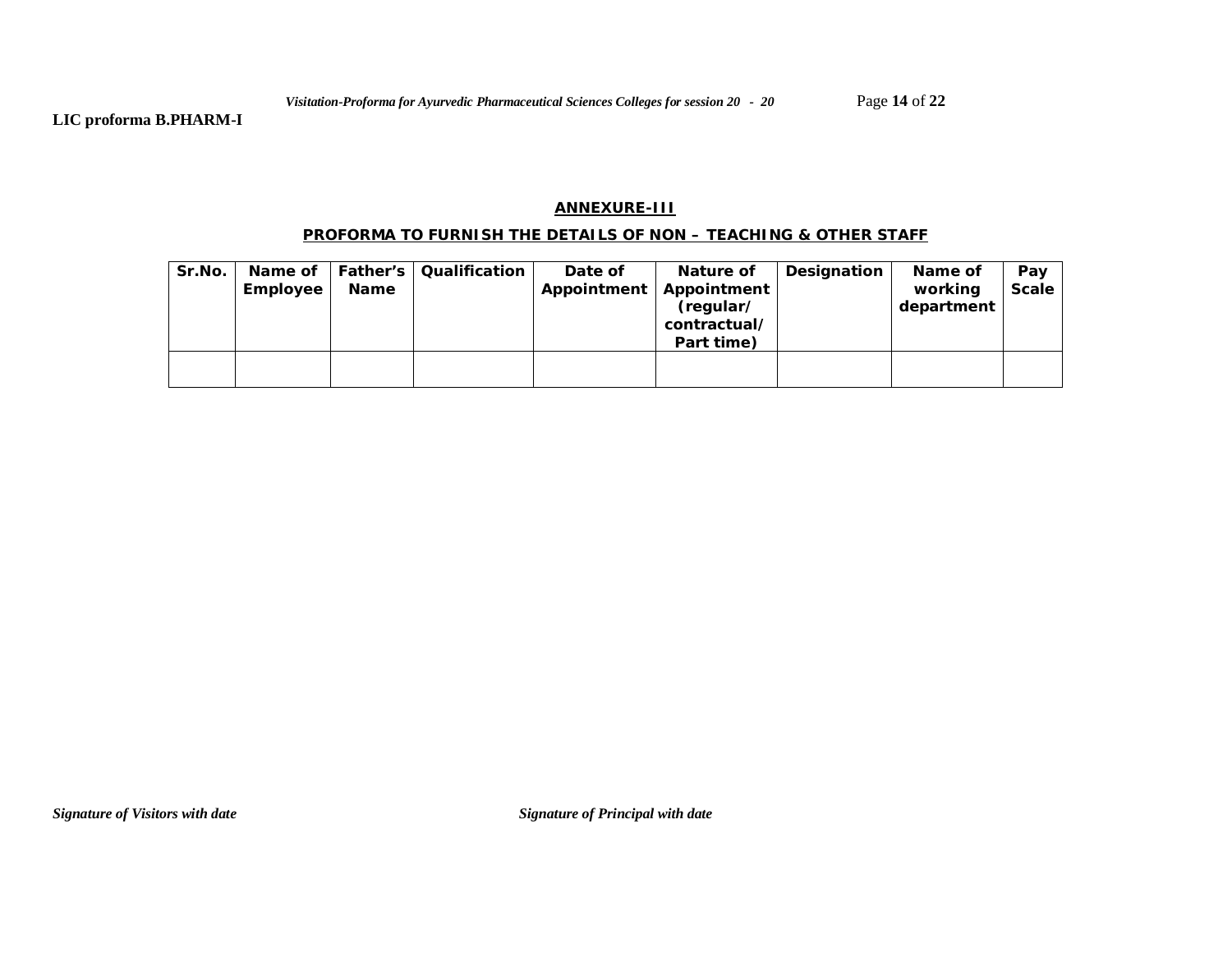**LIC proforma B.PHARM-I**

## ANNEXURE-III

### PROFORMA TO FURNISH THE DETAILS OF NON – TEACHING & OTHER STAFF

| Sr.No. | Name of Employee | Father's Name | Qualification | Date of Appointment | Nature of Appointment (regular/ contractual/ Part time) | Designation | Name of working department | Pay Scale |
|---|---|---|---|---|---|---|---|---|
| | | | | | | | | |

*Signature of Visitors with date*

*Signature of Principal with date*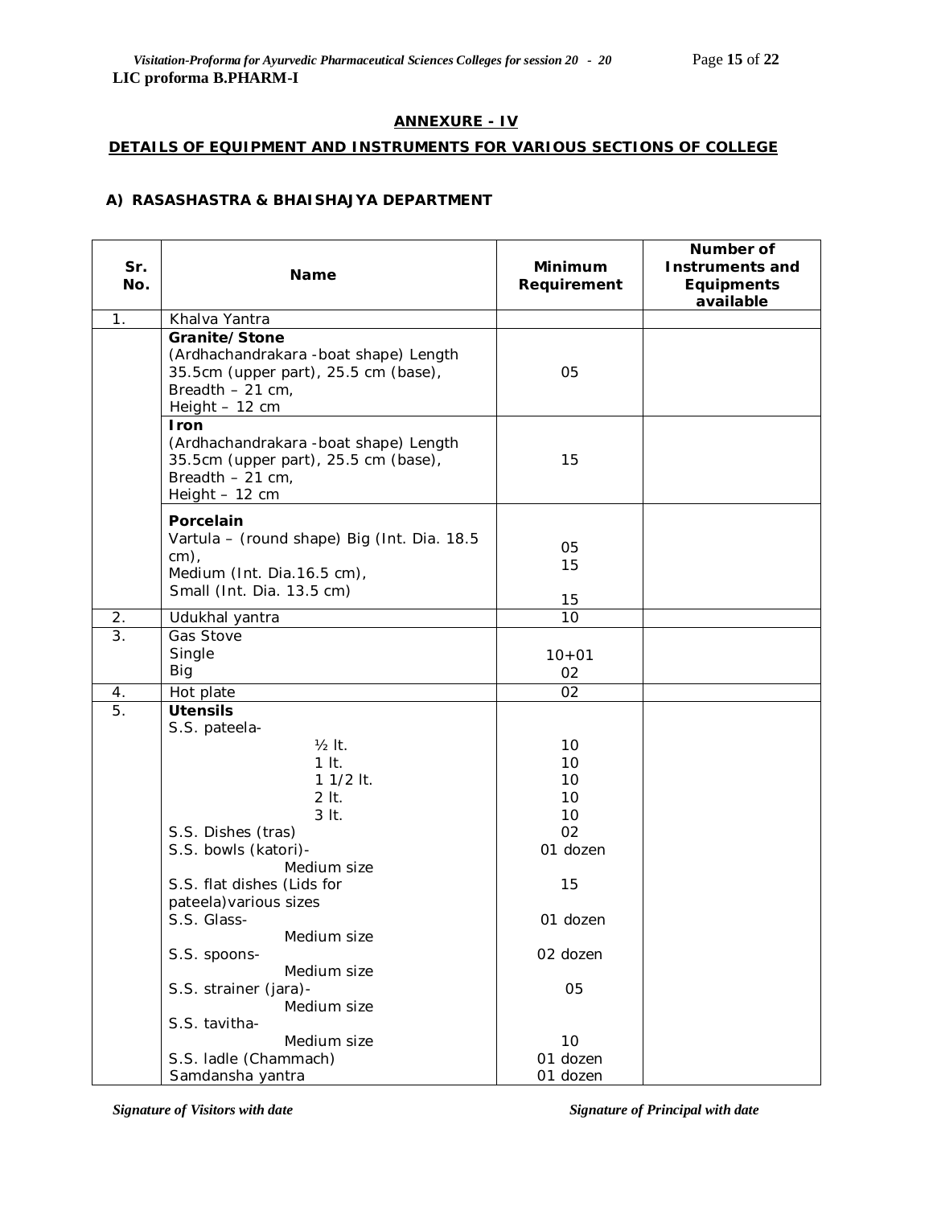LIC proforma B.PHARM-I

## ANNEXURE - IV

## DETAILS OF EQUIPMENT AND INSTRUMENTS FOR VARIOUS SECTIONS OF COLLEGE

### A) RASASHASTRA & BHAISHAJYA DEPARTMENT

| Sr. No. | Name | Minimum Requirement | Number of Instruments and Equipments available |
|---|---|---|---|
| 1. | Khalva Yantra | | |
| | **Granite/Stone** (Ardhachandrakara -boat shape) Length 35.5cm (upper part), 25.5 cm (base), Breadth – 21 cm, Height – 12 cm | 05 | |
| | **Iron** (Ardhachandrakara -boat shape) Length 35.5cm (upper part), 25.5 cm (base), Breadth – 21 cm, Height – 12 cm | 15 | |
| | **Porcelain** Vartula – (round shape) Big (Int. Dia. 18.5 cm), Medium (Int. Dia.16.5 cm), Small (Int. Dia. 13.5 cm) | 05<br>15<br>15 | |
| 2. | Udukhal yantra | 10 | |
| 3. | Gas Stove<br>Single<br>Big | <br>10+01<br>02 | |
| 4. | Hot plate | 02 | |
| 5. | **Utensils**<br>S.S. pateela-<br>½ lt.<br>1 lt.<br>1 1/2 lt.<br>2 lt.<br>3 lt.<br>S.S. Dishes (tras)<br>S.S. bowls (katori)- Medium size<br>S.S. flat dishes (Lids for pateela)various sizes<br>S.S. Glass- Medium size<br>S.S. spoons- Medium size<br>S.S. strainer (jara)- Medium size<br>S.S. tavitha- Medium size<br>S.S. ladle (Chammach)<br>Samdansha yantra | <br><br>10<br>10<br>10<br>10<br>10<br>02<br>01 dozen<br>15<br>01 dozen<br>02 dozen<br>05<br>10<br>01 dozen<br>01 dozen | |

*Signature of Visitors with date* *Signature of Principal with date*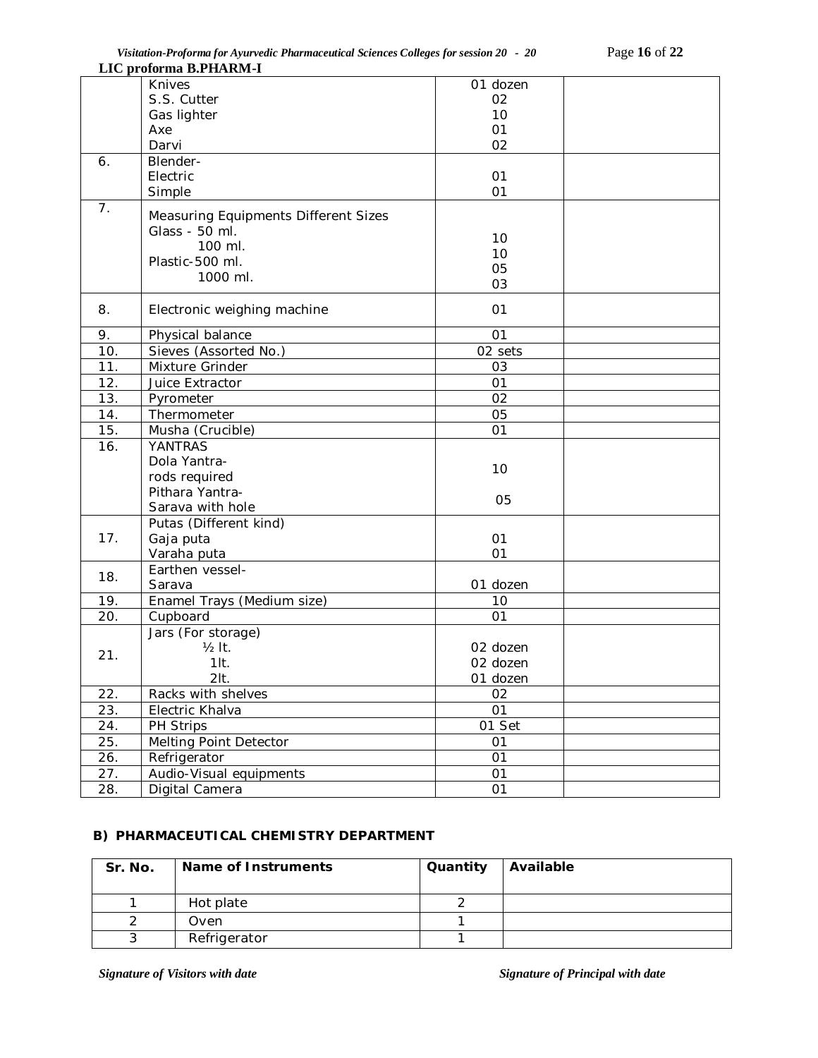| | | | |
|---|---|---|---|
| | Knives<br>S.S. Cutter<br>Gas lighter<br>Axe<br>Darvi | 01 dozen<br>02<br>10<br>01<br>02 | |
| 6. | Blender-<br>Electric<br>Simple | <br>01<br>01 | |
| 7. | Measuring Equipments Different Sizes<br>Glass - 50 ml.<br>100 ml.<br>Plastic-500 ml.<br>1000 ml. | <br>10<br>10<br>05<br>03 | |
| 8. | Electronic weighing machine | 01 | |
| 9. | Physical balance | 01 | |
| 10. | Sieves (Assorted No.) | 02 sets | |
| 11. | Mixture Grinder | 03 | |
| 12. | Juice Extractor | 01 | |
| 13. | Pyrometer | 02 | |
| 14. | Thermometer | 05 | |
| 15. | Musha (Crucible) | 01 | |
| 16. | YANTRAS<br>Dola Yantra-<br>rods required<br>Pithara Yantra-<br>Sarava with hole | <br>10<br><br>05 | |
| 17. | Putas (Different kind)<br>Gaja puta<br>Varaha puta | <br>01<br>01 | |
| 18. | Earthen vessel-<br>Sarava | <br>01 dozen | |
| 19. | Enamel Trays (Medium size) | 10 | |
| 20. | Cupboard | 01 | |
| 21. | Jars (For storage)<br>½ lt.<br>1lt.<br>2lt. | <br>02 dozen<br>02 dozen<br>01 dozen | |
| 22. | Racks with shelves | 02 | |
| 23. | Electric Khalva | 01 | |
| 24. | PH Strips | 01 Set | |
| 25. | Melting Point Detector | 01 | |
| 26. | Refrigerator | 01 | |
| 27. | Audio-Visual equipments | 01 | |
| 28. | Digital Camera | 01 | |

**B) PHARMACEUTICAL CHEMISTRY DEPARTMENT**

| Sr. No. | Name of Instruments | Quantity | Available |
|---|---|---|---|
| 1 | Hot plate | 2 | |
| 2 | Oven | 1 | |
| 3 | Refrigerator | 1 | |

*Signature of Visitors with date* *Signature of Principal with date*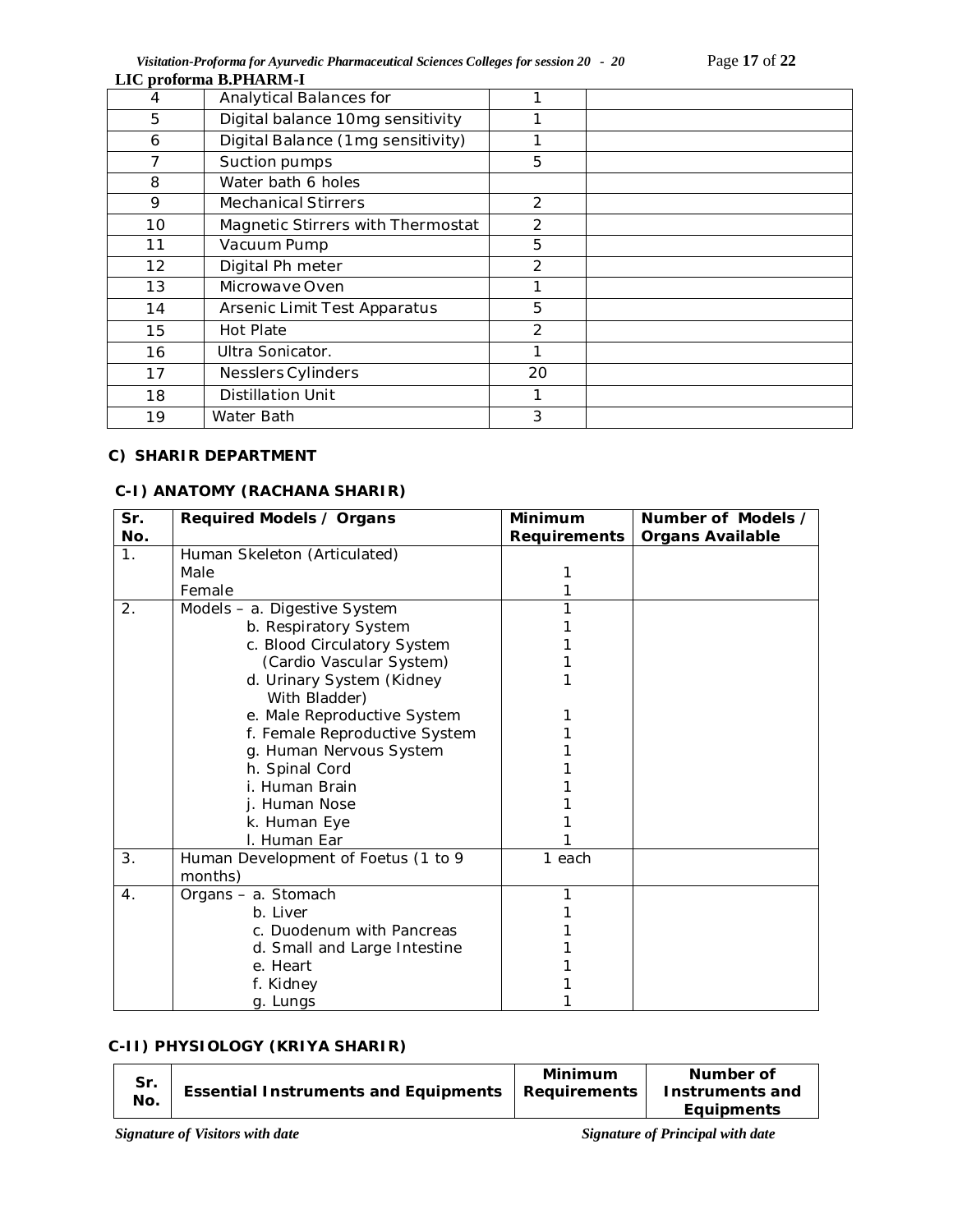LIC proforma B.PHARM-I

| | | | |
|---|---|---|---|
| 4 | Analytical Balances for | 1 | |
| 5 | Digital balance 10mg sensitivity | 1 | |
| 6 | Digital Balance (1mg sensitivity) | 1 | |
| 7 | Suction pumps | 5 | |
| 8 | Water bath 6 holes | | |
| 9 | Mechanical Stirrers | 2 | |
| 10 | Magnetic Stirrers with Thermostat | 2 | |
| 11 | Vacuum Pump | 5 | |
| 12 | Digital Ph meter | 2 | |
| 13 | Microwave Oven | 1 | |
| 14 | Arsenic Limit Test Apparatus | 5 | |
| 15 | Hot Plate | 2 | |
| 16 | Ultra Sonicator. | 1 | |
| 17 | Nesslers Cylinders | 20 | |
| 18 | Distillation Unit | 1 | |
| 19 | Water Bath | 3 | |

**C) SHARIR DEPARTMENT**

**C-I) ANATOMY (RACHANA SHARIR)**

| Sr. No. | Required Models / Organs | Minimum Requirements | Number of Models / Organs Available |
|---|---|---|---|
| 1. | Human Skeleton (Articulated)<br>Male<br>Female | <br>1<br>1 | |
| 2. | Models – a. Digestive System<br>b. Respiratory System<br>c. Blood Circulatory System<br>(Cardio Vascular System)<br>d. Urinary System (Kidney With Bladder)<br>e. Male Reproductive System<br>f. Female Reproductive System<br>g. Human Nervous System<br>h. Spinal Cord<br>i. Human Brain<br>j. Human Nose<br>k. Human Eye<br>l. Human Ear | 1<br>1<br>1<br>1<br>1<br>1<br>1<br>1<br>1<br>1<br>1<br>1<br>1 | |
| 3. | Human Development of Foetus (1 to 9 months) | 1 each | |
| 4. | Organs – a. Stomach<br>b. Liver<br>c. Duodenum with Pancreas<br>d. Small and Large Intestine<br>e. Heart<br>f. Kidney<br>g. Lungs | 1<br>1<br>1<br>1<br>1<br>1<br>1 | |

**C-II) PHYSIOLOGY (KRIYA SHARIR)**

| Sr. No. | Essential Instruments and Equipments | Minimum Requirements | Number of Instruments and Equipments |
|---|---|---|---|

*Signature of Visitors with date* *Signature of Principal with date*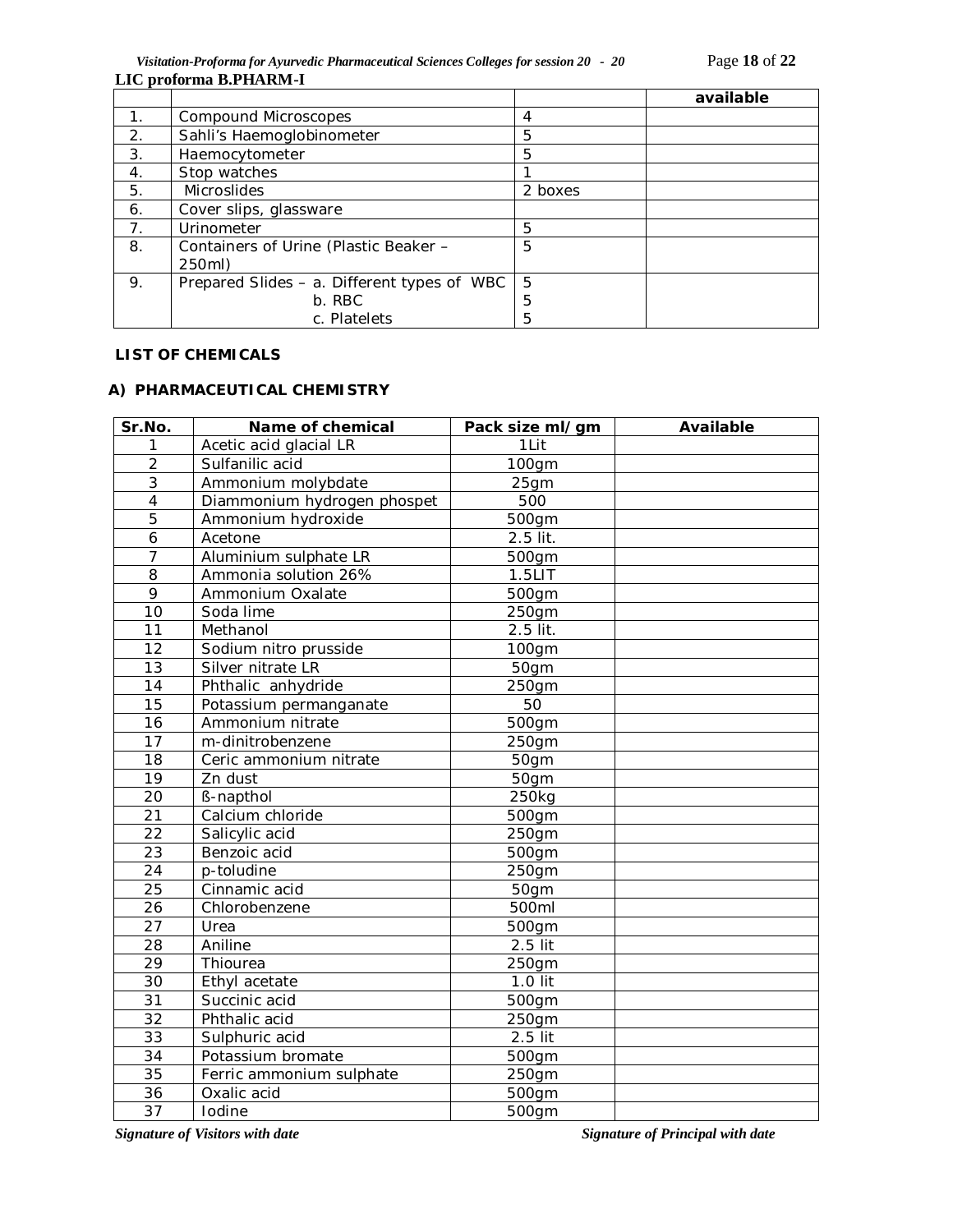**LIC proforma B.PHARM-I**

| | | | available |
|---|---|---|---|
| 1. | Compound Microscopes | 4 | |
| 2. | Sahli's Haemoglobinometer | 5 | |
| 3. | Haemocytometer | 5 | |
| 4. | Stop watches | 1 | |
| 5. | Microslides | 2 boxes | |
| 6. | Cover slips, glassware | | |
| 7. | Urinometer | 5 | |
| 8. | Containers of Urine (Plastic Beaker – 250ml) | 5 | |
| 9. | Prepared Slides – a. Different types of WBC<br>b. RBC<br>c. Platelets | 5<br>5<br>5 | |

**LIST OF CHEMICALS**

**A) PHARMACEUTICAL CHEMISTRY**

| Sr.No. | Name of chemical | Pack size ml/gm | Available |
|---|---|---|---|
| 1 | Acetic acid glacial LR | 1Lit | |
| 2 | Sulfanilic acid | 100gm | |
| 3 | Ammonium molybdate | 25gm | |
| 4 | Diammonium hydrogen phospet | 500 | |
| 5 | Ammonium hydroxide | 500gm | |
| 6 | Acetone | 2.5 lit. | |
| 7 | Aluminium sulphate LR | 500gm | |
| 8 | Ammonia solution 26% | 1.5LIT | |
| 9 | Ammonium Oxalate | 500gm | |
| 10 | Soda lime | 250gm | |
| 11 | Methanol | 2.5 lit. | |
| 12 | Sodium nitro prusside | 100gm | |
| 13 | Silver nitrate LR | 50gm | |
| 14 | Phthalic anhydride | 250gm | |
| 15 | Potassium permanganate | 50 | |
| 16 | Ammonium nitrate | 500gm | |
| 17 | m-dinitrobenzene | 250gm | |
| 18 | Ceric ammonium nitrate | 50gm | |
| 19 | Zn dust | 50gm | |
| 20 | ß-napthol | 250kg | |
| 21 | Calcium chloride | 500gm | |
| 22 | Salicylic acid | 250gm | |
| 23 | Benzoic acid | 500gm | |
| 24 | p-toludine | 250gm | |
| 25 | Cinnamic acid | 50gm | |
| 26 | Chlorobenzene | 500ml | |
| 27 | Urea | 500gm | |
| 28 | Aniline | 2.5 lit | |
| 29 | Thiourea | 250gm | |
| 30 | Ethyl acetate | 1.0 lit | |
| 31 | Succinic acid | 500gm | |
| 32 | Phthalic acid | 250gm | |
| 33 | Sulphuric acid | 2.5 lit | |
| 34 | Potassium bromate | 500gm | |
| 35 | Ferric ammonium sulphate | 250gm | |
| 36 | Oxalic acid | 500gm | |
| 37 | Iodine | 500gm | |

*Signature of Visitors with date* *Signature of Principal with date*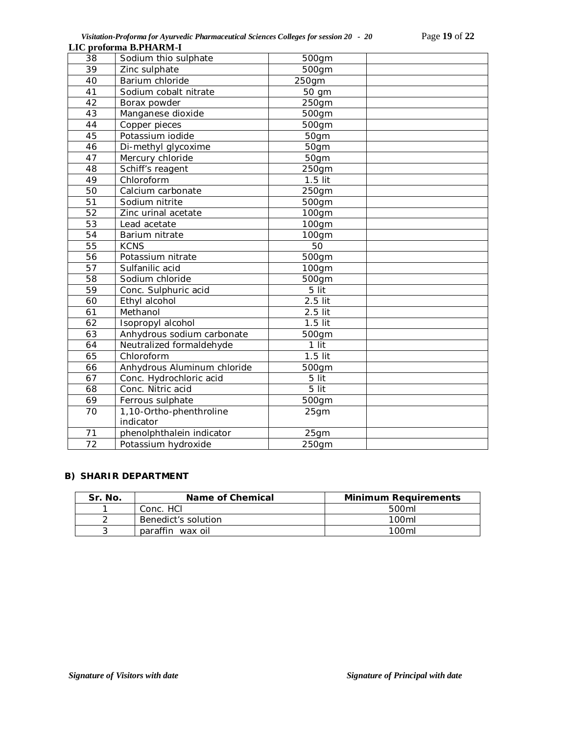**LIC proforma B.PHARM-I**

| | | | |
|---|---|---|---|
| 38 | Sodium thio sulphate | 500gm | |
| 39 | Zinc sulphate | 500gm | |
| 40 | Barium chloride | 250gm | |
| 41 | Sodium cobalt nitrate | 50 gm | |
| 42 | Borax powder | 250gm | |
| 43 | Manganese dioxide | 500gm | |
| 44 | Copper pieces | 500gm | |
| 45 | Potassium iodide | 50gm | |
| 46 | Di-methyl glycoxime | 50gm | |
| 47 | Mercury chloride | 50gm | |
| 48 | Schiff's reagent | 250gm | |
| 49 | Chloroform | 1.5 lit | |
| 50 | Calcium carbonate | 250gm | |
| 51 | Sodium nitrite | 500gm | |
| 52 | Zinc urinal acetate | 100gm | |
| 53 | Lead acetate | 100gm | |
| 54 | Barium nitrate | 100gm | |
| 55 | KCNS | 50 | |
| 56 | Potassium nitrate | 500gm | |
| 57 | Sulfanilic acid | 100gm | |
| 58 | Sodium chloride | 500gm | |
| 59 | Conc. Sulphuric acid | 5 lit | |
| 60 | Ethyl alcohol | 2.5 lit | |
| 61 | Methanol | 2.5 lit | |
| 62 | Isopropyl alcohol | 1.5 lit | |
| 63 | Anhydrous sodium carbonate | 500gm | |
| 64 | Neutralized formaldehyde | 1 lit | |
| 65 | Chloroform | 1.5 lit | |
| 66 | Anhydrous Aluminum chloride | 500gm | |
| 67 | Conc. Hydrochloric acid | 5 lit | |
| 68 | Conc. Nitric acid | 5 lit | |
| 69 | Ferrous sulphate | 500gm | |
| 70 | 1,10-Ortho-phenthroline indicator | 25gm | |
| 71 | phenolphthalein indicator | 25gm | |
| 72 | Potassium hydroxide | 250gm | |

**B) SHARIR DEPARTMENT**

| Sr. No. | Name of Chemical | Minimum Requirements |
|---|---|---|
| 1 | Conc. HCl | 500ml |
| 2 | Benedict's solution | 100ml |
| 3 | paraffin wax oil | 100ml |

*Signature of Visitors with date* *Signature of Principal with date*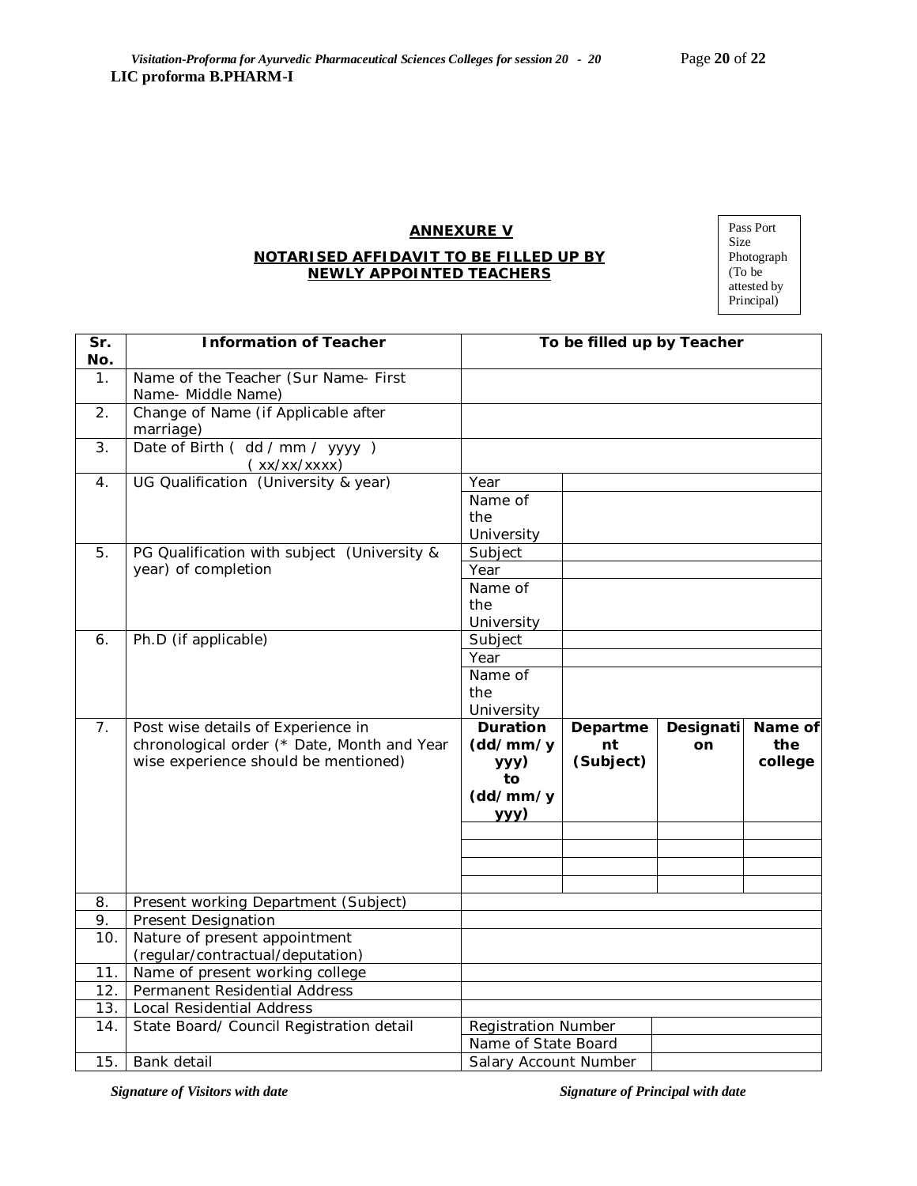LIC proforma B.PHARM-I

## ANNEXURE V

### NOTARISED AFFIDAVIT TO BE FILLED UP BY NEWLY APPOINTED TEACHERS

Pass Port Size Photograph (To be attested by Principal)

| Sr. No. | Information of Teacher | To be filled up by Teacher | | | |
|---|---|---|---|---|---|
| 1. | Name of the Teacher (Sur Name- First Name- Middle Name) | | | | |
| 2. | Change of Name (if Applicable after marriage) | | | | |
| 3. | Date of Birth ( dd / mm / yyyy ) ( xx/xx/xxxx) | | | | |
| 4. | UG Qualification (University & year) | Year | | | |
| | | Name of the University | | | |
| 5. | PG Qualification with subject (University & year) of completion | Subject | | | |
| | | Year | | | |
| | | Name of the University | | | |
| 6. | Ph.D (if applicable) | Subject | | | |
| | | Year | | | |
| | | Name of the University | | | |
| 7. | Post wise details of Experience in chronological order (* Date, Month and Year wise experience should be mentioned) | **Duration (dd/mm/yyyy) to (dd/mm/yyyy)** | **Department (Subject)** | **Designation** | **Name of the college** |
| | | | | | |
| | | | | | |
| | | | | | |
| | | | | | |
| 8. | Present working Department (Subject) | | | | |
| 9. | Present Designation | | | | |
| 10. | Nature of present appointment (regular/contractual/deputation) | | | | |
| 11. | Name of present working college | | | | |
| 12. | Permanent Residential Address | | | | |
| 13. | Local Residential Address | | | | |
| 14. | State Board/ Council Registration detail | Registration Number | | | |
| | | Name of State Board | | | |
| 15. | Bank detail | Salary Account Number | | | |

*Signature of Visitors with date* *Signature of Principal with date*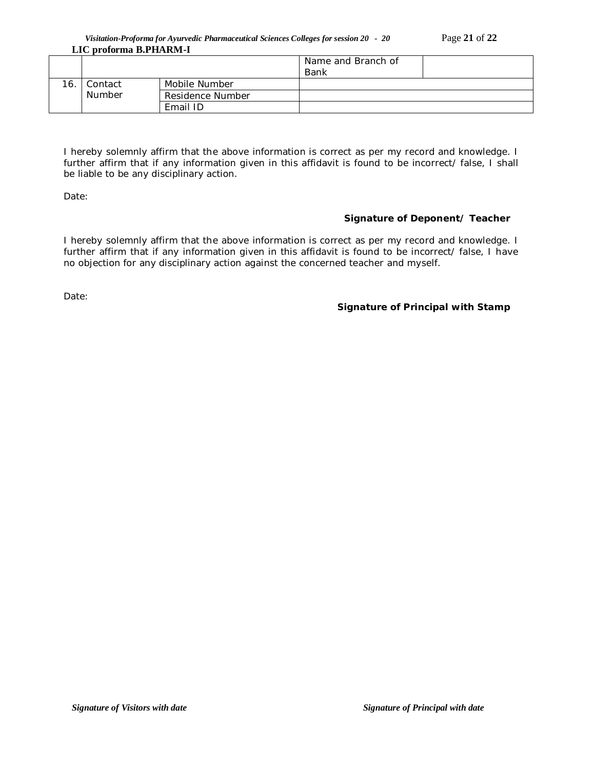| | | | Name and Branch of Bank | |
|---|---|---|---|---|
| 16. | Contact Number | Mobile Number | | |
| | | Residence Number | | |
| | | Email ID | | |

I hereby solemnly affirm that the above information is correct as per my record and knowledge. I further affirm that if any information given in this affidavit is found to be incorrect/ false, I shall be liable to be any disciplinary action.

Date:

**Signature of Deponent/ Teacher**

I hereby solemnly affirm that the above information is correct as per my record and knowledge. I further affirm that if any information given in this affidavit is found to be incorrect/ false, I have no objection for any disciplinary action against the concerned teacher and myself.

Date:

**Signature of Principal with Stamp**

***Signature of Visitors with date*** ***Signature of Principal with date***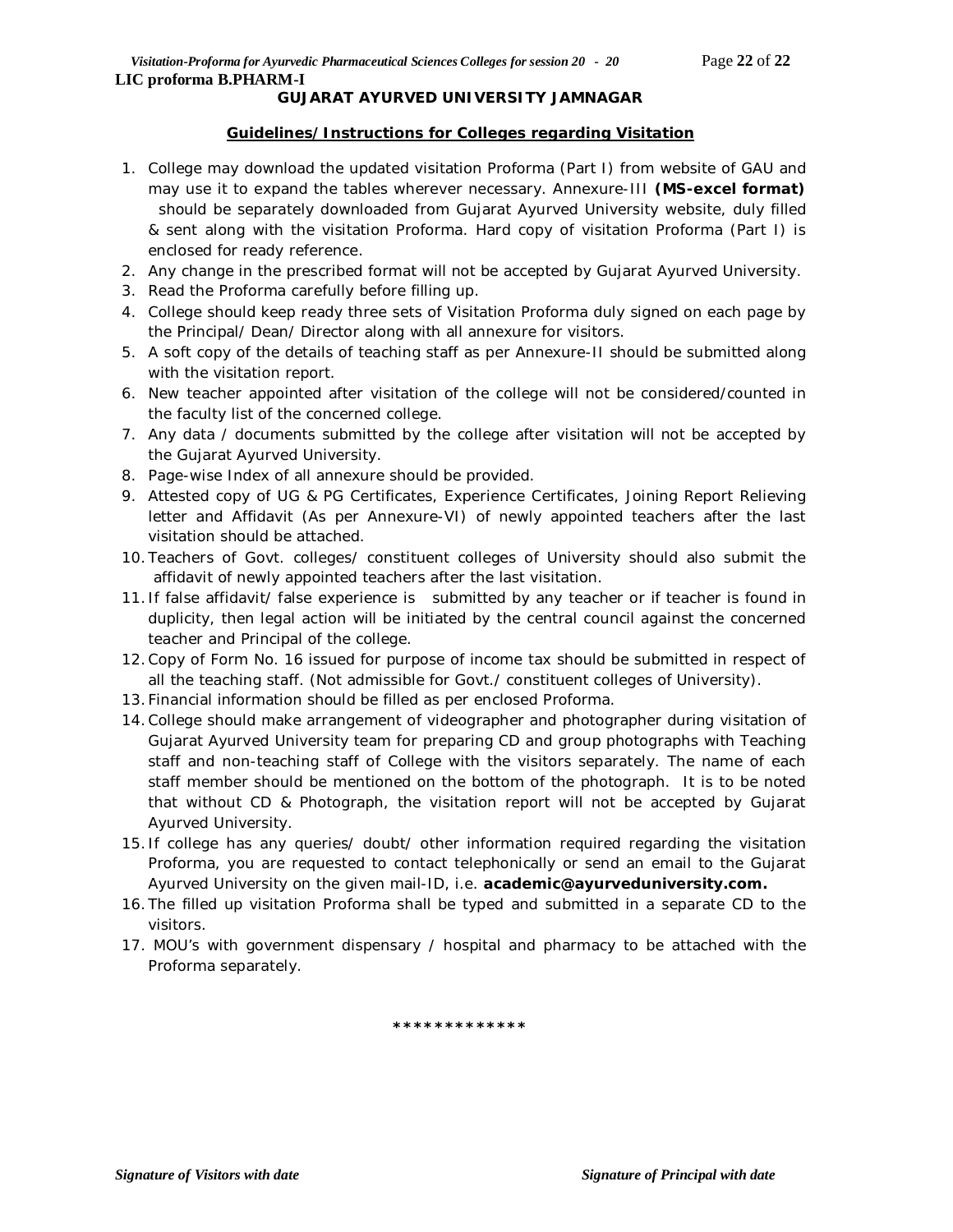**LIC proforma B.PHARM-I**

**GUJARAT AYURVED UNIVERSITY JAMNAGAR**

**Guidelines/ Instructions for Colleges regarding Visitation**

1. College may download the updated visitation Proforma (Part I) from website of GAU and may use it to expand the tables wherever necessary. Annexure-III **(MS-excel format)** should be separately downloaded from Gujarat Ayurved University website, duly filled & sent along with the visitation Proforma. Hard copy of visitation Proforma (Part I) is enclosed for ready reference.
2. Any change in the prescribed format will not be accepted by Gujarat Ayurved University.
3. Read the Proforma carefully before filling up.
4. College should keep ready three sets of Visitation Proforma duly signed on each page by the Principal/ Dean/ Director along with all annexure for visitors.
5. A soft copy of the details of teaching staff as per Annexure-II should be submitted along with the visitation report.
6. New teacher appointed after visitation of the college will not be considered/counted in the faculty list of the concerned college.
7. Any data / documents submitted by the college after visitation will not be accepted by the Gujarat Ayurved University.
8. Page-wise Index of all annexure should be provided.
9. Attested copy of UG & PG Certificates, Experience Certificates, Joining Report Relieving letter and Affidavit (As per Annexure-VI) of newly appointed teachers after the last visitation should be attached.
10. Teachers of Govt. colleges/ constituent colleges of University should also submit the affidavit of newly appointed teachers after the last visitation.
11. If false affidavit/ false experience is submitted by any teacher or if teacher is found in duplicity, then legal action will be initiated by the central council against the concerned teacher and Principal of the college.
12. Copy of Form No. 16 issued for purpose of income tax should be submitted in respect of all the teaching staff. (Not admissible for Govt./ constituent colleges of University).
13. Financial information should be filled as per enclosed Proforma.
14. College should make arrangement of videographer and photographer during visitation of Gujarat Ayurved University team for preparing CD and group photographs with Teaching staff and non-teaching staff of College with the visitors separately. The name of each staff member should be mentioned on the bottom of the photograph. It is to be noted that without CD & Photograph, the visitation report will not be accepted by Gujarat Ayurved University.
15. If college has any queries/ doubt/ other information required regarding the visitation Proforma, you are requested to contact telephonically or send an email to the Gujarat Ayurved University on the given mail-ID, i.e. **academic@ayurveduniversity.com.**
16. The filled up visitation Proforma shall be typed and submitted in a separate CD to the visitors.
17. MOU's with government dispensary / hospital and pharmacy to be attached with the Proforma separately.

*************

*Signature of Visitors with date* *Signature of Principal with date*